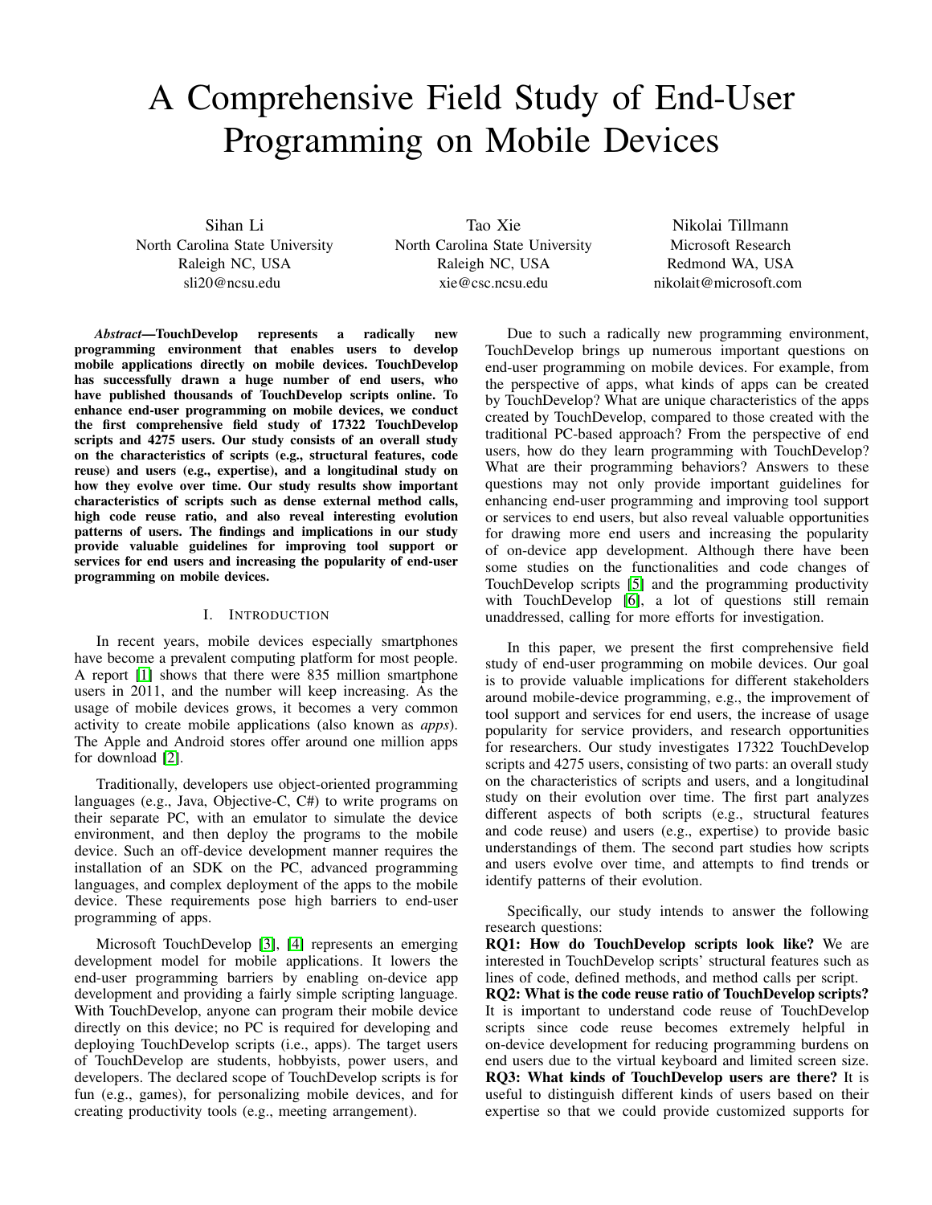# A Comprehensive Field Study of End-User Programming on Mobile Devices

Sihan Li
North Carolina State University
Raleigh NC, USA
sli20@ncsu.edu

Tao Xie
North Carolina State University
Raleigh NC, USA
xie@csc.ncsu.edu

Nikolai Tillmann
Microsoft Research
Redmond WA, USA
nikolait@microsoft.com

***Abstract*—TouchDevelop represents a radically new programming environment that enables users to develop mobile applications directly on mobile devices. TouchDevelop has successfully drawn a huge number of end users, who have published thousands of TouchDevelop scripts online. To enhance end-user programming on mobile devices, we conduct the first comprehensive field study of 17322 TouchDevelop scripts and 4275 users. Our study consists of an overall study on the characteristics of scripts (e.g., structural features, code reuse) and users (e.g., expertise), and a longitudinal study on how they evolve over time. Our study results show important characteristics of scripts such as dense external method calls, high code reuse ratio, and also reveal interesting evolution patterns of users. The findings and implications in our study provide valuable guidelines for improving tool support or services for end users and increasing the popularity of end-user programming on mobile devices.**

## I. Introduction

In recent years, mobile devices especially smartphones have become a prevalent computing platform for most people. A report [1] shows that there were 835 million smartphone users in 2011, and the number will keep increasing. As the usage of mobile devices grows, it becomes a very common activity to create mobile applications (also known as *apps*). The Apple and Android stores offer around one million apps for download [2].

Traditionally, developers use object-oriented programming languages (e.g., Java, Objective-C, C#) to write programs on their separate PC, with an emulator to simulate the device environment, and then deploy the programs to the mobile device. Such an off-device development manner requires the installation of an SDK on the PC, advanced programming languages, and complex deployment of the apps to the mobile device. These requirements pose high barriers to end-user programming of apps.

Microsoft TouchDevelop [3], [4] represents an emerging development model for mobile applications. It lowers the end-user programming barriers by enabling on-device app development and providing a fairly simple scripting language. With TouchDevelop, anyone can program their mobile device directly on this device; no PC is required for developing and deploying TouchDevelop scripts (i.e., apps). The target users of TouchDevelop are students, hobbyists, power users, and developers. The declared scope of TouchDevelop scripts is for fun (e.g., games), for personalizing mobile devices, and for creating productivity tools (e.g., meeting arrangement).

Due to such a radically new programming environment, TouchDevelop brings up numerous important questions on end-user programming on mobile devices. For example, from the perspective of apps, what kinds of apps can be created by TouchDevelop? What are unique characteristics of the apps created by TouchDevelop, compared to those created with the traditional PC-based approach? From the perspective of end users, how do they learn programming with TouchDevelop? What are their programming behaviors? Answers to these questions may not only provide important guidelines for enhancing end-user programming and improving tool support or services to end users, but also reveal valuable opportunities for drawing more end users and increasing the popularity of on-device app development. Although there have been some studies on the functionalities and code changes of TouchDevelop scripts [5] and the programming productivity with TouchDevelop [6], a lot of questions still remain unaddressed, calling for more efforts for investigation.

In this paper, we present the first comprehensive field study of end-user programming on mobile devices. Our goal is to provide valuable implications for different stakeholders around mobile-device programming, e.g., the improvement of tool support and services for end users, the increase of usage popularity for service providers, and research opportunities for researchers. Our study investigates 17322 TouchDevelop scripts and 4275 users, consisting of two parts: an overall study on the characteristics of scripts and users, and a longitudinal study on their evolution over time. The first part analyzes different aspects of both scripts (e.g., structural features and code reuse) and users (e.g., expertise) to provide basic understandings of them. The second part studies how scripts and users evolve over time, and attempts to find trends or identify patterns of their evolution.

Specifically, our study intends to answer the following research questions:

**RQ1: How do TouchDevelop scripts look like?** We are interested in TouchDevelop scripts' structural features such as lines of code, defined methods, and method calls per script.

**RQ2: What is the code reuse ratio of TouchDevelop scripts?** It is important to understand code reuse of TouchDevelop scripts since code reuse becomes extremely helpful in on-device development for reducing programming burdens on end users due to the virtual keyboard and limited screen size.

**RQ3: What kinds of TouchDevelop users are there?** It is useful to distinguish different kinds of users based on their expertise so that we could provide customized supports for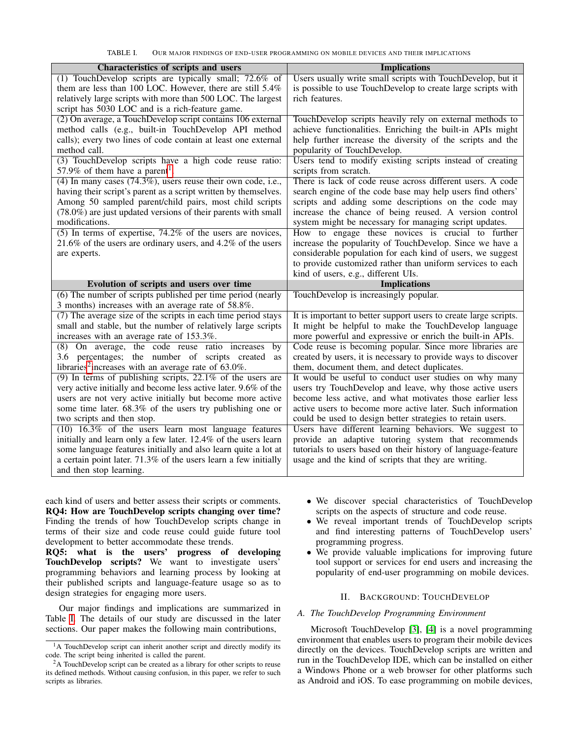TABLE I. OUR MAJOR FINDINGS OF END-USER PROGRAMMING ON MOBILE DEVICES AND THEIR IMPLICATIONS

| Characteristics of scripts and users | Implications |
|---|---|
| (1) TouchDevelop scripts are typically small; 72.6% of them are less than 100 LOC. However, there are still 5.4% relatively large scripts with more than 500 LOC. The largest script has 5030 LOC and is a rich-feature game. | Users usually write small scripts with TouchDevelop, but it is possible to use TouchDevelop to create large scripts with rich features. |
| (2) On average, a TouchDevelop script contains 106 external method calls (e.g., built-in TouchDevelop API method calls); every two lines of code contain at least one external method call. | TouchDevelop scripts heavily rely on external methods to achieve functionalities. Enriching the built-in APIs might help further increase the diversity of the scripts and the popularity of TouchDevelop. |
| (3) TouchDevelop scripts have a high code reuse ratio: 57.9% of them have a parent[1]. | Users tend to modify existing scripts instead of creating scripts from scratch. |
| (4) In many cases (74.3%), users reuse their own code, i.e., having their script's parent as a script written by themselves. Among 50 sampled parent/child pairs, most child scripts (78.0%) are just updated versions of their parents with small modifications. | There is lack of code reuse across different users. A code search engine of the code base may help users find others' scripts and adding some descriptions on the code may increase the chance of being reused. A version control system might be necessary for managing script updates. |
| (5) In terms of expertise, 74.2% of the users are novices, 21.6% of the users are ordinary users, and 4.2% of the users are experts. | How to engage these novices is crucial to further increase the popularity of TouchDevelop. Since we have a considerable population for each kind of users, we suggest to provide customized rather than uniform services to each kind of users, e.g., different UIs. |
| **Evolution of scripts and users over time** | **Implications** |
| (6) The number of scripts published per time period (nearly 3 months) increases with an average rate of 58.8%. | TouchDevelop is increasingly popular. |
| (7) The average size of the scripts in each time period stays small and stable, but the number of relatively large scripts increases with an average rate of 153.3%. | It is important to better support users to create large scripts. It might be helpful to make the TouchDevelop language more powerful and expressive or enrich the built-in APIs. |
| (8) On average, the code reuse ratio increases by 3.6 percentages; the number of scripts created as libraries[2] increases with an average rate of 63.0%. | Code reuse is becoming popular. Since more libraries are created by users, it is necessary to provide ways to discover them, document them, and detect duplicates. |
| (9) In terms of publishing scripts, 22.1% of the users are very active initially and become less active later. 9.6% of the users are not very active initially but become more active some time later. 68.3% of the users try publishing one or two scripts and then stop. | It would be useful to conduct user studies on why many users try TouchDevelop and leave, why those active users become less active, and what motivates those earlier less active users to become more active later. Such information could be used to design better strategies to retain users. |
| (10) 16.3% of the users learn most language features initially and learn only a few later. 12.4% of the users learn some language features initially and also learn quite a lot at a certain point later. 71.3% of the users learn a few initially and then stop learning. | Users have different learning behaviors. We suggest to provide an adaptive tutoring system that recommends tutorials to users based on their history of language-feature usage and the kind of scripts that they are writing. |

each kind of users and better assess their scripts or comments.

**RQ4: How are TouchDevelop scripts changing over time?** Finding the trends of how TouchDevelop scripts change in terms of their size and code reuse could guide future tool development to better accommodate these trends.

**RQ5: what is the users' progress of developing TouchDevelop scripts?** We want to investigate users' programming behaviors and learning process by looking at their published scripts and language-feature usage so as to design strategies for engaging more users.

Our major findings and implications are summarized in Table I. The details of our study are discussed in the later sections. Our paper makes the following main contributions,

- We discover special characteristics of TouchDevelop scripts on the aspects of structure and code reuse.
- We reveal important trends of TouchDevelop scripts and find interesting patterns of TouchDevelop users' programming progress.
- We provide valuable implications for improving future tool support or services for end users and increasing the popularity of end-user programming on mobile devices.

## II. BACKGROUND: TOUCHDEVELOP

### A. The TouchDevelop Programming Environment

Microsoft TouchDevelop [3], [4] is a novel programming environment that enables users to program their mobile devices directly on the devices. TouchDevelop scripts are written and run in the TouchDevelop IDE, which can be installed on either a Windows Phone or a web browser for other platforms such as Android and iOS. To ease programming on mobile devices,

[1]A TouchDevelop script can inherit another script and directly modify its code. The script being inherited is called the parent.

[2]A TouchDevelop script can be created as a library for other scripts to reuse its defined methods. Without causing confusion, in this paper, we refer to such scripts as libraries.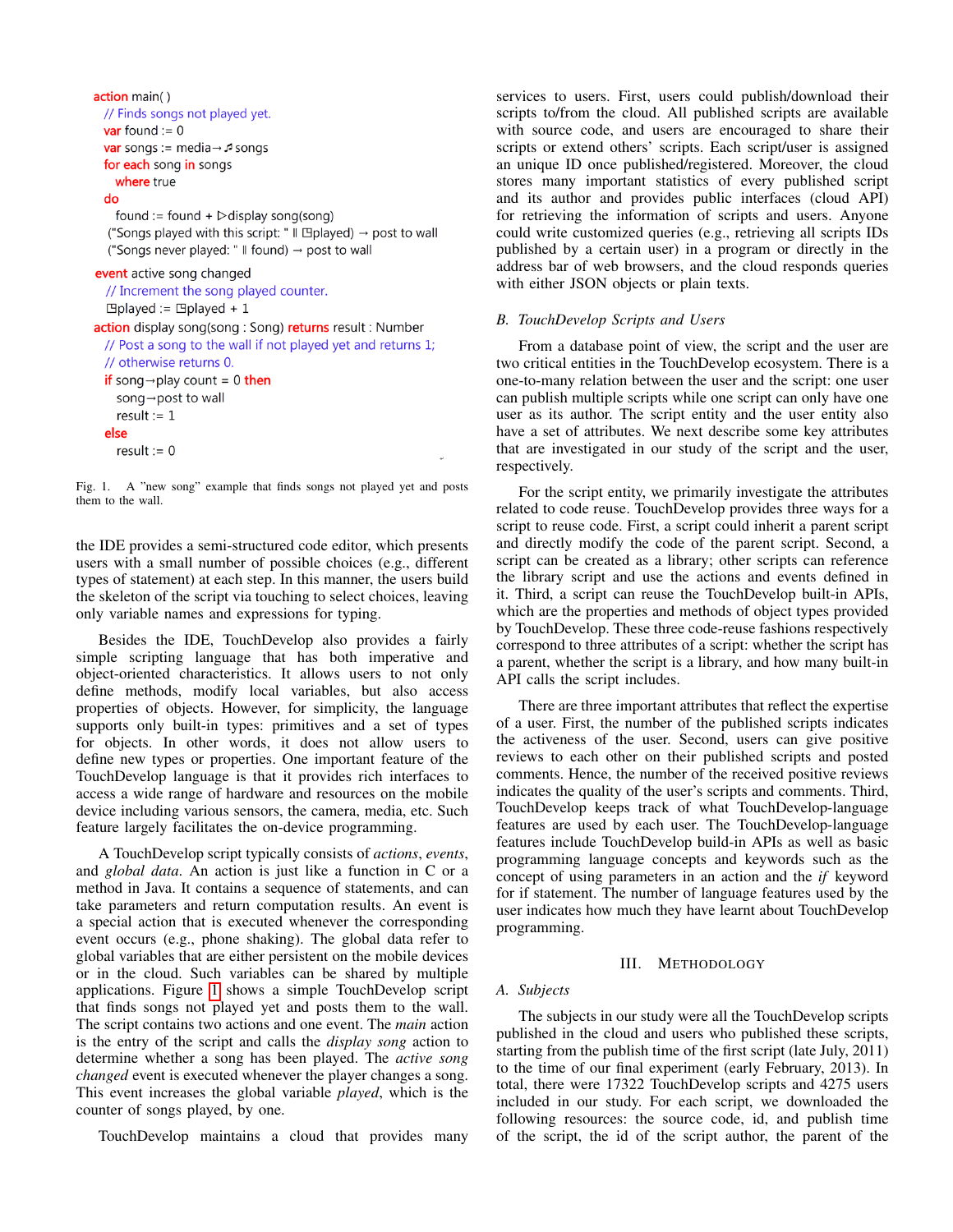```
action main( )
  // Finds songs not played yet.
  var found := 0
  var songs := media→♬songs
  for each song in songs
    where true
  do
    found := found + ▷display song(song)
  ("Songs played with this scipt: " ∥ ◰played) → post to wall
  ("Songs never played: " ∥ found) → post to wall

event active song changed
  // Increment the song played counter.
  ◰played := ◰played + 1

action display song(song : Song) returns result : Number
  // Post a song to the wall if not played yet and returns 1;
  // otherwise returns 0.
  if song→play count = 0 then
    song→post to wall
    result := 1
  else
    result := 0
```

Fig. 1. A "new song" example that finds songs not played yet and posts them to the wall.

the IDE provides a semi-structured code editor, which presents users with a small number of possible choices (e.g., different types of statement) at each step. In this manner, the users build the skeleton of the script via touching to select choices, leaving only variable names and expressions for typing.

Besides the IDE, TouchDevelop also provides a fairly simple scripting language that has both imperative and object-oriented characteristics. It allows users to not only define methods, modify local variables, but also access properties of objects. However, for simplicity, the language supports only built-in types: primitives and a set of types for objects. In other words, it does not allow users to define new types or properties. One important feature of the TouchDevelop language is that it provides rich interfaces to access a wide range of hardware and resources on the mobile device including various sensors, the camera, media, etc. Such feature largely facilitates the on-device programming.

A TouchDevelop script typically consists of *actions*, *events*, and *global data*. An action is just like a function in C or a method in Java. It contains a sequence of statements, and can take parameters and return computation results. An event is a special action that is executed whenever the corresponding event occurs (e.g., phone shaking). The global data refer to global variables that are either persistent on the mobile devices or in the cloud. Such variables can be shared by multiple applications. Figure 1 shows a simple TouchDevelop script that finds songs not played yet and posts them to the wall. The script contains two actions and one event. The *main* action is the entry of the script and calls the *display song* action to determine whether a song has been played. The *active song changed* event is executed whenever the player changes a song. This event increases the global variable *played*, which is the counter of songs played, by one.

TouchDevelop maintains a cloud that provides many services to users. First, users could publish/download their scripts to/from the cloud. All published scripts are available with source code, and users are encouraged to share their scripts or extend others' scripts. Each script/user is assigned an unique ID once published/registered. Moreover, the cloud stores many important statistics of every published script and its author and provides public interfaces (cloud API) for retrieving the information of scripts and users. Anyone could write customized queries (e.g., retrieving all scripts IDs published by a certain user) in a program or directly in the address bar of web browsers, and the cloud responds queries with either JSON objects or plain texts.

### B. TouchDevelop Scripts and Users

From a database point of view, the script and the user are two critical entities in the TouchDevelop ecosystem. There is a one-to-many relation between the user and the script: one user can publish multiple scripts while one script can only have one user as its author. The script entity and the user entity also have a set of attributes. We next describe some key attributes that are investigated in our study of the script and the user, respectively.

For the script entity, we primarily investigate the attributes related to code reuse. TouchDevelop provides three ways for a script to reuse code. First, a script could inherit a parent script and directly modify the code of the parent script. Second, a script can be created as a library; other scripts can reference the library script and use the actions and events defined in it. Third, a script can reuse the TouchDevelop built-in APIs, which are the properties and methods of object types provided by TouchDevelop. These three code-reuse fashions respectively correspond to three attributes of a script: whether the script has a parent, whether the script is a library, and how many built-in API calls the script includes.

There are three important attributes that reflect the expertise of a user. First, the number of the published scripts indicates the activeness of the user. Second, users can give positive reviews to each other on their published scripts and posted comments. Hence, the number of the received positive reviews indicates the quality of the user's scripts and comments. Third, TouchDevelop keeps track of what TouchDevelop-language features are used by each user. The TouchDevelop-language features include TouchDevelop build-in APIs as well as basic programming language concepts and keywords such as the concept of using parameters in an action and the *if* keyword for if statement. The number of language features used by the user indicates how much they have learnt about TouchDevelop programming.

## III. Methodology

### A. Subjects

The subjects in our study were all the TouchDevelop scripts published in the cloud and users who published these scripts, starting from the publish time of the first script (late July, 2011) to the time of our final experiment (early February, 2013). In total, there were 17322 TouchDevelop scripts and 4275 users included in our study. For each script, we downloaded the following resources: the source code, id, and publish time of the script, the id of the script author, the parent of the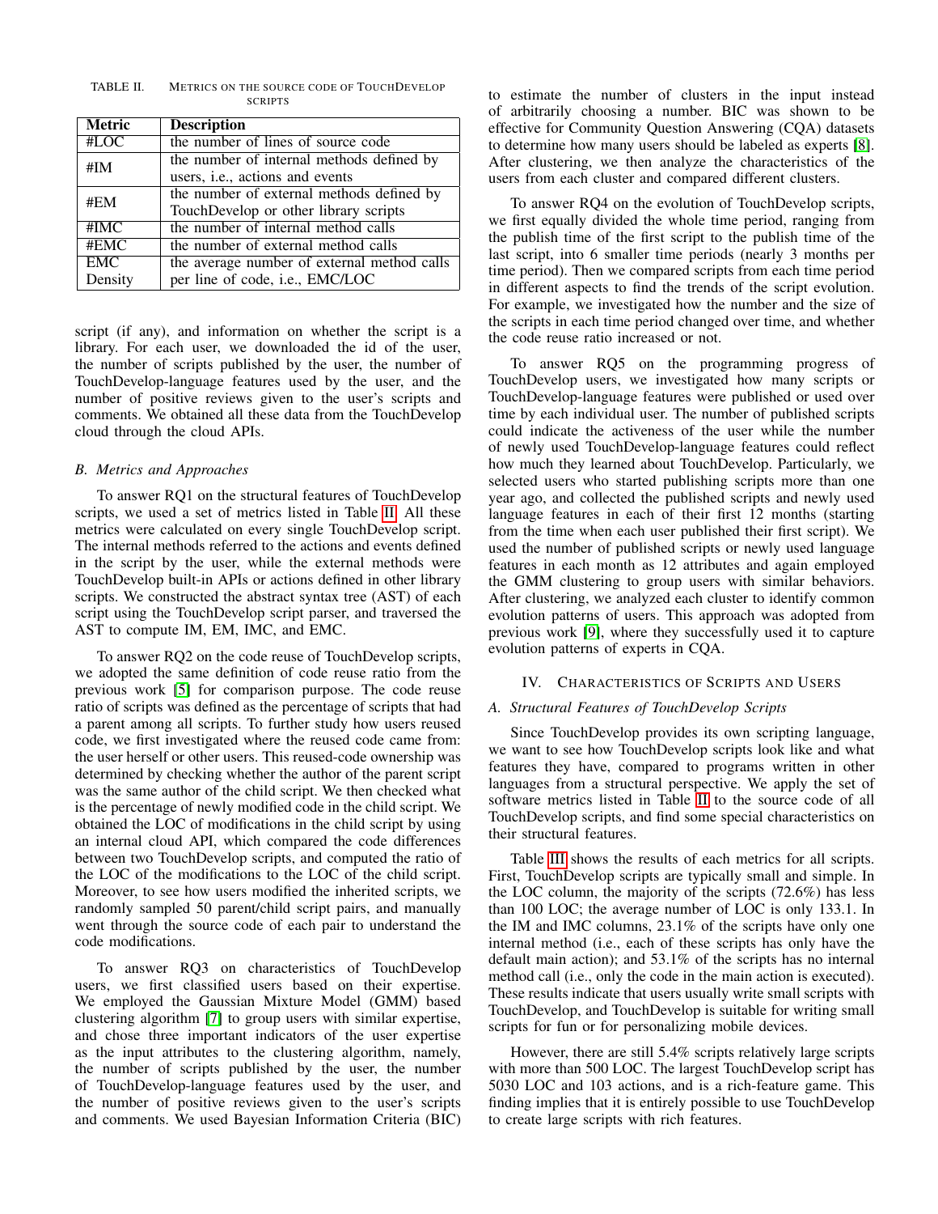TABLE II. METRICS ON THE SOURCE CODE OF TOUCHDEVELOP SCRIPTS

| Metric | Description |
|---|---|
| #LOC | the number of lines of source code |
| #IM | the number of internal methods defined by users, i.e., actions and events |
| #EM | the number of external methods defined by TouchDevelop or other library scripts |
| #IMC | the number of internal method calls |
| #EMC | the number of external method calls |
| EMC Density | the average number of external method calls per line of code, i.e., EMC/LOC |

script (if any), and information on whether the script is a library. For each user, we downloaded the id of the user, the number of scripts published by the user, the number of TouchDevelop-language features used by the user, and the number of positive reviews given to the user's scripts and comments. We obtained all these data from the TouchDevelop cloud through the cloud APIs.

### B. Metrics and Approaches

To answer RQ1 on the structural features of TouchDevelop scripts, we used a set of metrics listed in Table II. All these metrics were calculated on every single TouchDevelop script. The internal methods referred to the actions and events defined in the script by the user, while the external methods were TouchDevelop built-in APIs or actions defined in other library scripts. We constructed the abstract syntax tree (AST) of each script using the TouchDevelop script parser, and traversed the AST to compute IM, EM, IMC, and EMC.

To answer RQ2 on the code reuse of TouchDevelop scripts, we adopted the same definition of code reuse ratio from the previous work [5] for comparison purpose. The code reuse ratio of scripts was defined as the percentage of scripts that had a parent among all scripts. To further study how users reused code, we first investigated where the reused code came from: the user herself or other users. This reused-code ownership was determined by checking whether the author of the parent script was the same author of the child script. We then checked what is the percentage of newly modified code in the child script. We obtained the LOC of modifications in the child script by using an internal cloud API, which compared the code differences between two TouchDevelop scripts, and computed the ratio of the LOC of the modifications to the LOC of the child script. Moreover, to see how users modified the inherited scripts, we randomly sampled 50 parent/child script pairs, and manually went through the source code of each pair to understand the code modifications.

To answer RQ3 on characteristics of TouchDevelop users, we first classified users based on their expertise. We employed the Gaussian Mixture Model (GMM) based clustering algorithm [7] to group users with similar expertise, and chose three important indicators of the user expertise as the input attributes to the clustering algorithm, namely, the number of scripts published by the user, the number of TouchDevelop-language features used by the user, and the number of positive reviews given to the user's scripts and comments. We used Bayesian Information Criteria (BIC) to estimate the number of clusters in the input instead of arbitrarily choosing a number. BIC was shown to be effective for Community Question Answering (CQA) datasets to determine how many users should be labeled as experts [8]. After clustering, we then analyze the characteristics of the users from each cluster and compared different clusters.

To answer RQ4 on the evolution of TouchDevelop scripts, we first equally divided the whole time period, ranging from the publish time of the first script to the publish time of the last script, into 6 smaller time periods (nearly 3 months per time period). Then we compared scripts from each time period in different aspects to find the trends of the script evolution. For example, we investigated how the number and the size of the scripts in each time period changed over time, and whether the code reuse ratio increased or not.

To answer RQ5 on the programming progress of TouchDevelop users, we investigated how many scripts or TouchDevelop-language features were published or used over time by each individual user. The number of published scripts could indicate the activeness of the user while the number of newly used TouchDevelop-language features could reflect how much they learned about TouchDevelop. Particularly, we selected users who started publishing scripts more than one year ago, and collected the published scripts and newly used language features in each of their first 12 months (starting from the time when each user published their first script). We used the number of published scripts or newly used language features in each month as 12 attributes and again employed the GMM clustering to group users with similar behaviors. After clustering, we analyzed each cluster to identify common evolution patterns of users. This approach was adopted from previous work [9], where they successfully used it to capture evolution patterns of experts in CQA.

## IV. CHARACTERISTICS OF SCRIPTS AND USERS

### A. Structural Features of TouchDevelop Scripts

Since TouchDevelop provides its own scripting language, we want to see how TouchDevelop scripts look like and what features they have, compared to programs written in other languages from a structural perspective. We apply the set of software metrics listed in Table II to the source code of all TouchDevelop scripts, and find some special characteristics on their structural features.

Table III shows the results of each metrics for all scripts. First, TouchDevelop scripts are typically small and simple. In the LOC column, the majority of the scripts (72.6%) has less than 100 LOC; the average number of LOC is only 133.1. In the IM and IMC columns, 23.1% of the scripts have only one internal method (i.e., each of these scripts has only have the default main action); and 53.1% of the scripts has no internal method call (i.e., only the code in the main action is executed). These results indicate that users usually write small scripts with TouchDevelop, and TouchDevelop is suitable for writing small scripts for fun or for personalizing mobile devices.

However, there are still 5.4% scripts relatively large scripts with more than 500 LOC. The largest TouchDevelop script has 5030 LOC and 103 actions, and is a rich-feature game. This finding implies that it is entirely possible to use TouchDevelop to create large scripts with rich features.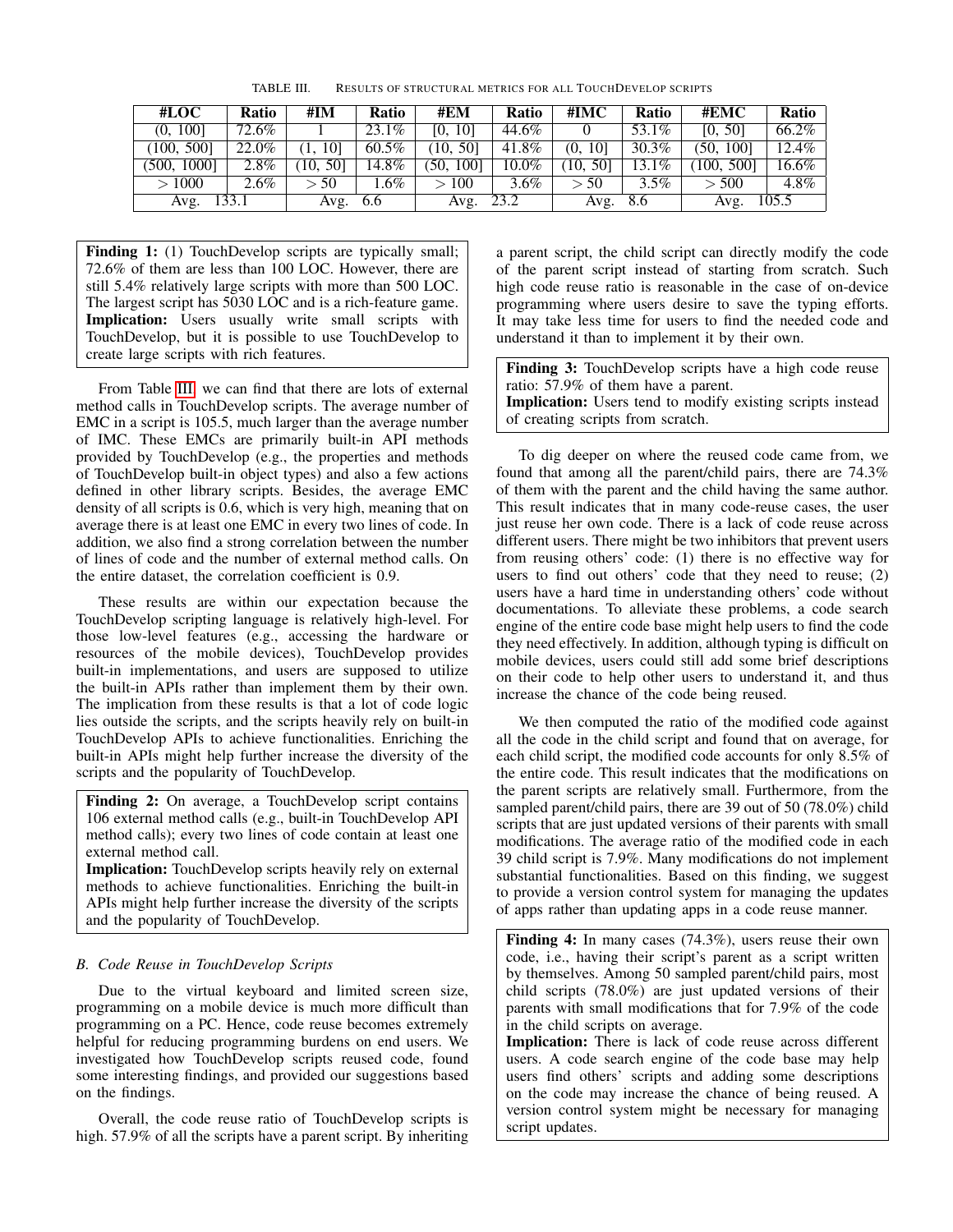TABLE III. Results of structural metrics for all TouchDevelop scripts

| #LOC | Ratio | #IM | Ratio | #EM | Ratio | #IMC | Ratio | #EMC | Ratio |
|---|---|---|---|---|---|---|---|---|---|
| (0, 100] | 72.6% | 1 | 23.1% | [0, 10] | 44.6% | 0 | 53.1% | [0, 50] | 66.2% |
| (100, 500] | 22.0% | (1, 10] | 60.5% | (10, 50] | 41.8% | (0, 10] | 30.3% | (50, 100] | 12.4% |
| (500, 1000] | 2.8% | (10, 50] | 14.8% | (50, 100] | 10.0% | (10, 50] | 13.1% | (100, 500] | 16.6% |
| > 1000 | 2.6% | > 50 | 1.6% | > 100 | 3.6% | > 50 | 3.5% | > 500 | 4.8% |
| Avg. 133.1 | | Avg. 6.6 | | Avg. 23.2 | | Avg. 8.6 | | Avg. 105.5 | |

> **Finding 1:** (1) TouchDevelop scripts are typically small; 72.6% of them are less than 100 LOC. However, there are still 5.4% relatively large scripts with more than 500 LOC. The largest script has 5030 LOC and is a rich-feature game.
> **Implication:** Users usually write small scripts with TouchDevelop, but it is possible to use TouchDevelop to create large scripts with rich features.

From Table III, we can find that there are lots of external method calls in TouchDevelop scripts. The average number of EMC in a script is 105.5, much larger than the average number of IMC. These EMCs are primarily built-in API methods provided by TouchDevelop (e.g., the properties and methods of TouchDevelop built-in object types) and also a few actions defined in other library scripts. Besides, the average EMC density of all scripts is 0.6, which is very high, meaning that on average there is at least one EMC in every two lines of code. In addition, we also find a strong correlation between the number of lines of code and the number of external method calls. On the entire dataset, the correlation coefficient is 0.9.

These results are within our expectation because the TouchDevelop scripting language is relatively high-level. For those low-level features (e.g., accessing the hardware or resources of the mobile devices), TouchDevelop provides built-in implementations, and users are supposed to utilize the built-in APIs rather than implement them by their own. The implication from these results is that a lot of code logic lies outside the scripts, and the scripts heavily rely on built-in TouchDevelop APIs to achieve functionalities. Enriching the built-in APIs might help further increase the diversity of the scripts and the popularity of TouchDevelop.

> **Finding 2:** On average, a TouchDevelop script contains 106 external method calls (e.g., built-in TouchDevelop API method calls); every two lines of code contain at least one external method call.
> **Implication:** TouchDevelop scripts heavily rely on external methods to achieve functionalities. Enriching the built-in APIs might help further increase the diversity of the scripts and the popularity of TouchDevelop.

### B. Code Reuse in TouchDevelop Scripts

Due to the virtual keyboard and limited screen size, programming on a mobile device is much more difficult than programming on a PC. Hence, code reuse becomes extremely helpful for reducing programming burdens on end users. We investigated how TouchDevelop scripts reused code, found some interesting findings, and provided our suggestions based on the findings.

Overall, the code reuse ratio of TouchDevelop scripts is high. 57.9% of all the scripts have a parent script. By inheriting a parent script, the child script can directly modify the code of the parent script instead of starting from scratch. Such high code reuse ratio is reasonable in the case of on-device programming where users desire to save the typing efforts. It may take less time for users to find the needed code and understand it than to implement it by their own.

> **Finding 3:** TouchDevelop scripts have a high code reuse ratio: 57.9% of them have a parent.
> **Implication:** Users tend to modify existing scripts instead of creating scripts from scratch.

To dig deeper on where the reused code came from, we found that among all the parent/child pairs, there are 74.3% of them with the parent and the child having the same author. This result indicates that in many code-reuse cases, the user just reuse her own code. There is a lack of code reuse across different users. There might be two inhibitors that prevent users from reusing others' code: (1) there is no effective way for users to find out others' code that they need to reuse; (2) users have a hard time in understanding others' code without documentations. To alleviate these problems, a code search engine of the entire code base might help users to find the code they need effectively. In addition, although typing is difficult on mobile devices, users could still add some brief descriptions on their code to help other users to understand it, and thus increase the chance of the code being reused.

We then computed the ratio of the modified code against all the code in the child script and found that on average, for each child script, the modified code accounts for only 8.5% of the entire code. This result indicates that the modifications on the parent scripts are relatively small. Furthermore, from the sampled parent/child pairs, there are 39 out of 50 (78.0%) child scripts that are just updated versions of their parents with small modifications. The average ratio of the modified code in each 39 child script is 7.9%. Many modifications do not implement substantial functionalities. Based on this finding, we suggest to provide a version control system for managing the updates of apps rather than updating apps in a code reuse manner.

> **Finding 4:** In many cases (74.3%), users reuse their own code, i.e., having their script's parent as a script written by themselves. Among 50 sampled parent/child pairs, most child scripts (78.0%) are just updated versions of their parents with small modifications that for 7.9% of the code in the child scripts on average.
> **Implication:** There is lack of code reuse across different users. A code search engine of the code base may help users find others' scripts and adding some descriptions on the code may increase the chance of being reused. A version control system might be necessary for managing script updates.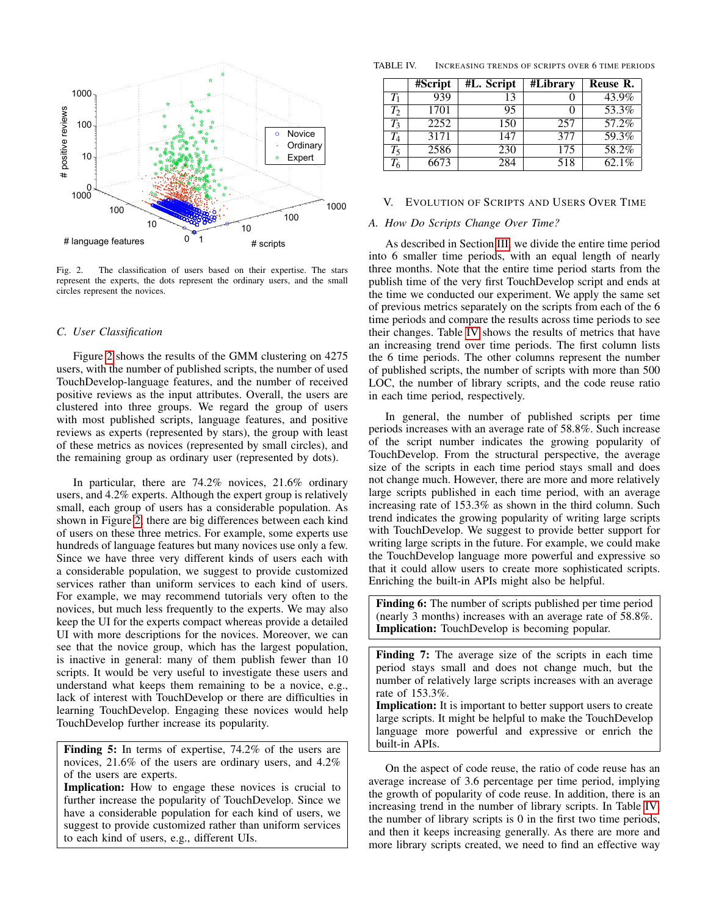Fig. 2. The classification of users based on their expertise. The stars represent the experts, the dots represent the ordinary users, and the small circles represent the novices.

### C. User Classification

Figure 2 shows the results of the GMM clustering on 4275 users, with the number of published scripts, the number of used TouchDevelop-language features, and the number of received positive reviews as the input attributes. Overall, the users are clustered into three groups. We regard the group of users with most published scripts, language features, and positive reviews as experts (represented by stars), the group with least of these metrics as novices (represented by small circles), and the remaining group as ordinary user (represented by dots).

In particular, there are 74.2% novices, 21.6% ordinary users, and 4.2% experts. Although the expert group is relatively small, each group of users has a considerable population. As shown in Figure 2, there are big differences between each kind of users on these three metrics. For example, some experts use hundreds of language features but many novices use only a few. Since we have three very different kinds of users each with a considerable population, we suggest to provide customized services rather than uniform services to each kind of users. For example, we may recommend tutorials very often to the novices, but much less frequently to the experts. We may also keep the UI for the experts compact whereas provide a detailed UI with more descriptions for the novices. Moreover, we can see that the novice group, which has the largest population, is inactive in general: many of them publish fewer than 10 scripts. It would be very useful to investigate these users and understand what keeps them remaining to be a novice, e.g., lack of interest with TouchDevelop or there are difficulties in learning TouchDevelop. Engaging these novices would help TouchDevelop further increase its popularity.

**Finding 5:** In terms of expertise, 74.2% of the users are novices, 21.6% of the users are ordinary users, and 4.2% of the users are experts.
**Implication:** How to engage these novices is crucial to further increase the popularity of TouchDevelop. Since we have a considerable population for each kind of users, we suggest to provide customized rather than uniform services to each kind of users, e.g., different UIs.

TABLE IV. INCREASING TRENDS OF SCRIPTS OVER 6 TIME PERIODS

| | #Script | #L. Script | #Library | Reuse R. |
|---|---|---|---|---|
| $T_1$ | 939 | 13 | 0 | 43.9% |
| $T_2$ | 1701 | 95 | 0 | 53.3% |
| $T_3$ | 2252 | 150 | 257 | 57.2% |
| $T_4$ | 3171 | 147 | 377 | 59.3% |
| $T_5$ | 2586 | 230 | 175 | 58.2% |
| $T_6$ | 6673 | 284 | 518 | 62.1% |

## V. Evolution of Scripts and Users Over Time

### A. How Do Scripts Change Over Time?

As described in Section III, we divide the entire time period into 6 smaller time periods, with an equal length of nearly three months. Note that the entire time period starts from the publish time of the very first TouchDevelop script and ends at the time we conducted our experiment. We apply the same set of previous metrics separately on the scripts from each of the 6 time periods and compare the results across time periods to see their changes. Table IV shows the results of metrics that have an increasing trend over time periods. The first column lists the 6 time periods. The other columns represent the number of published scripts, the number of scripts with more than 500 LOC, the number of library scripts, and the code reuse ratio in each time period, respectively.

In general, the number of published scripts per time periods increases with an average rate of 58.8%. Such increase of the script number indicates the growing popularity of TouchDevelop. From the structural perspective, the average size of the scripts in each time period stays small and does not change much. However, there are more and more relatively large scripts published in each time period, with an average increasing rate of 153.3% as shown in the third column. Such trend indicates the growing popularity of writing large scripts with TouchDevelop. We suggest to provide better support for writing large scripts in the future. For example, we could make the TouchDevelop language more powerful and expressive so that it could allow users to create more sophisticated scripts. Enriching the built-in APIs might also be helpful.

**Finding 6:** The number of scripts published per time period (nearly 3 months) increases with an average rate of 58.8%.
**Implication:** TouchDevelop is becoming popular.

**Finding 7:** The average size of the scripts in each time period stays small and does not change much, but the number of relatively large scripts increases with an average rate of 153.3%.
**Implication:** It is important to better support users to create large scripts. It might be helpful to make the TouchDevelop language more powerful and expressive or enrich the built-in APIs.

On the aspect of code reuse, the ratio of code reuse has an average increase of 3.6 percentage per time period, implying the growth of popularity of code reuse. In addition, there is an increasing trend in the number of library scripts. In Table IV, the number of library scripts is 0 in the first two time periods, and then it keeps increasing generally. As there are more and more library scripts created, we need to find an effective way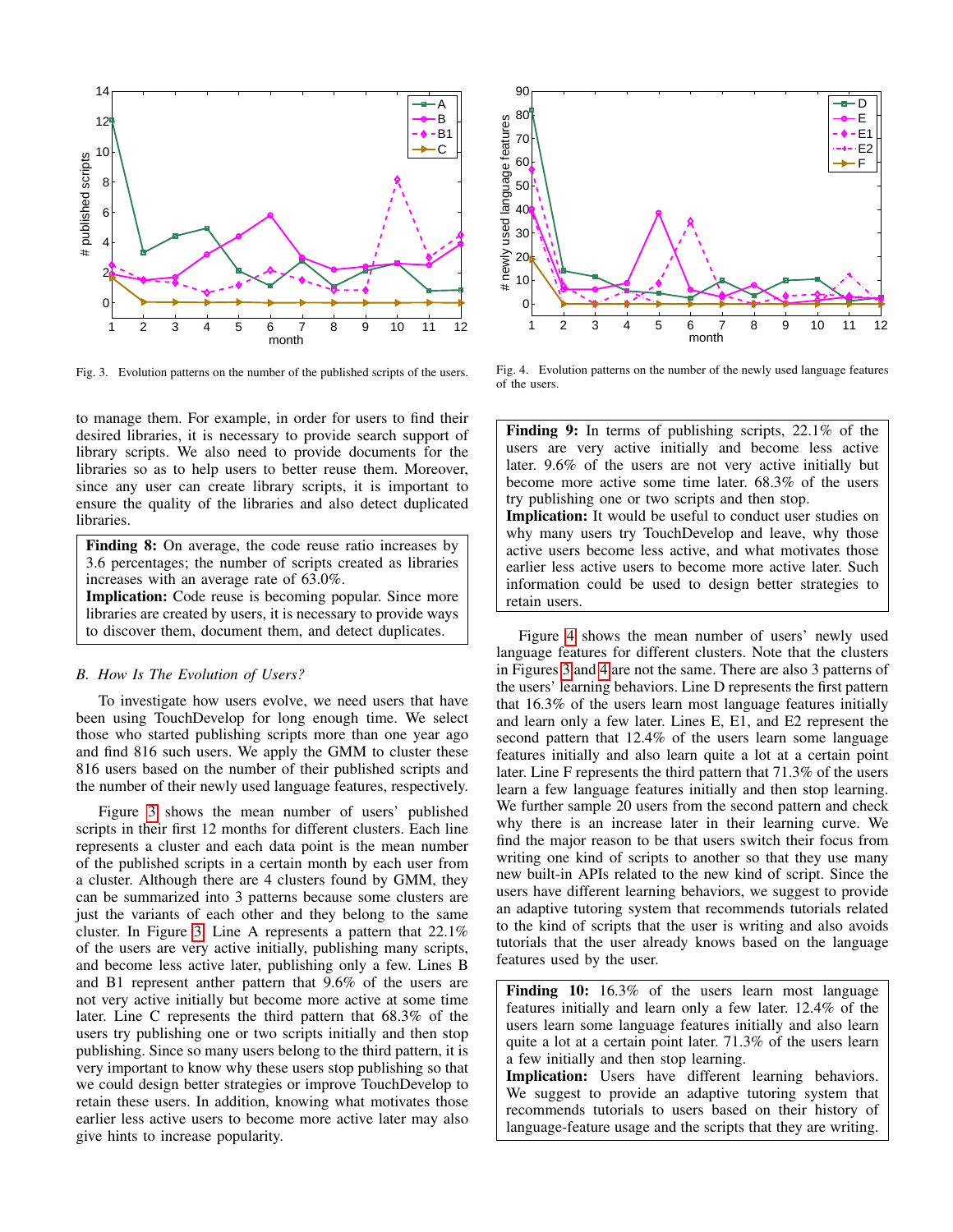Fig. 3. Evolution patterns on the number of the published scripts of the users.

Fig. 4. Evolution patterns on the number of the newly used language features of the users.

to manage them. For example, in order for users to find their desired libraries, it is necessary to provide search support of library scripts. We also need to provide documents for the libraries so as to help users to better reuse them. Moreover, since any user can create library scripts, it is important to ensure the quality of the libraries and also detect duplicated libraries.

> **Finding 8:** On average, the code reuse ratio increases by 3.6 percentages; the number of scripts created as libraries increases with an average rate of 63.0%.
> **Implication:** Code reuse is becoming popular. Since more libraries are created by users, it is necessary to provide ways to discover them, document them, and detect duplicates.

### *B. How Is The Evolution of Users?*

To investigate how users evolve, we need users that have been using TouchDevelop for long enough time. We select those who started publishing scripts more than one year ago and find 816 such users. We apply the GMM to cluster these 816 users based on the number of their published scripts and the number of their newly used language features, respectively.

Figure 3 shows the mean number of users' published scripts in their first 12 months for different clusters. Each line represents a cluster and each data point is the mean number of the published scripts in a certain month by each user from a cluster. Although there are 4 clusters found by GMM, they can be summarized into 3 patterns because some clusters are just the variants of each other and they belong to the same cluster. In Figure 3, Line A represents a pattern that 22.1% of the users are very active initially, publishing many scripts, and become less active later, publishing only a few. Lines B and B1 represent anther pattern that 9.6% of the users are not very active initially but become more active at some time later. Line C represents the third pattern that 68.3% of the users try publishing one or two scripts initially and then stop publishing. Since so many users belong to the third pattern, it is very important to know why these users stop publishing so that we could design better strategies or improve TouchDevelop to retain these users. In addition, knowing what motivates those earlier less active users to become more active later may also give hints to increase popularity.

> **Finding 9:** In terms of publishing scripts, 22.1% of the users are very active initially and become less active later. 9.6% of the users are not very active initially but become more active some time later. 68.3% of the users try publishing one or two scripts and then stop.
> **Implication:** It would be useful to conduct user studies on why many users try TouchDevelop and leave, why those active users become less active, and what motivates those earlier less active users to become more active later. Such information could be used to design better strategies to retain users.

Figure 4 shows the mean number of users' newly used language features for different clusters. Note that the clusters in Figures 3 and 4 are not the same. There are also 3 patterns of the users' learning behaviors. Line D represents the first pattern that 16.3% of the users learn most language features initially and learn only a few later. Lines E, E1, and E2 represent the second pattern that 12.4% of the users learn some language features initially and also learn quite a lot at a certain point later. Line F represents the third pattern that 71.3% of the users learn a few language features initially and then stop learning. We further sample 20 users from the second pattern and check why there is an increase later in their learning curve. We find the major reason to be that users switch their focus from writing one kind of scripts to another so that they use many new built-in APIs related to the new kind of script. Since the users have different learning behaviors, we suggest to provide an adaptive tutoring system that recommends tutorials related to the kind of scripts that the user is writing and also avoids tutorials that the user already knows based on the language features used by the user.

> **Finding 10:** 16.3% of the users learn most language features initially and learn only a few later. 12.4% of the users learn some language features initially and also learn quite a lot at a certain point later. 71.3% of the users learn a few initially and then stop learning.
> **Implication:** Users have different learning behaviors. We suggest to provide an adaptive tutoring system that recommends tutorials to users based on their history of language-feature usage and the scripts that they are writing.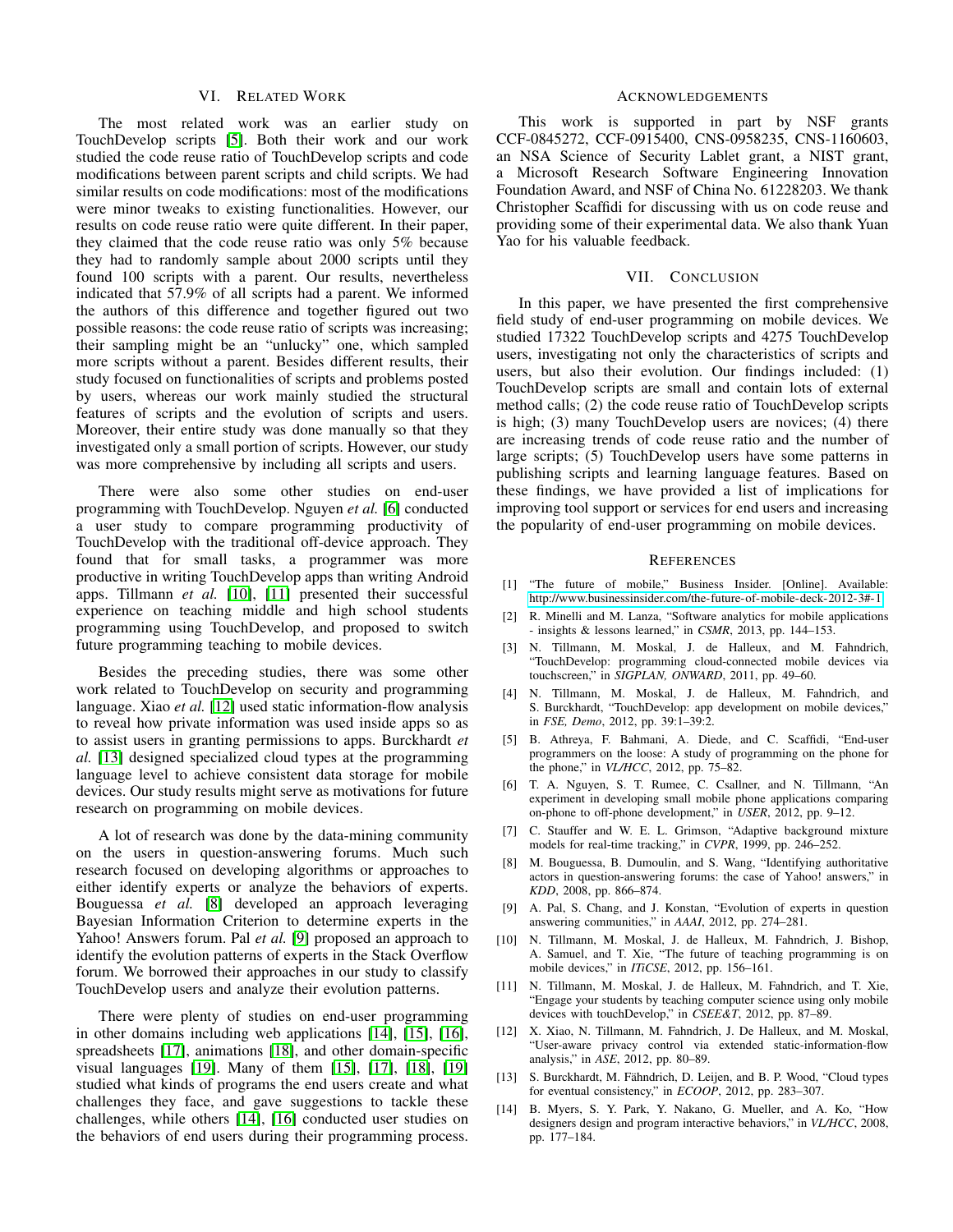## VI. Related Work

The most related work was an earlier study on TouchDevelop scripts [5]. Both their work and our work studied the code reuse ratio of TouchDevelop scripts and code modifications between parent scripts and child scripts. We had similar results on code modifications: most of the modifications were minor tweaks to existing functionalities. However, our results on code reuse ratio were quite different. In their paper, they claimed that the code reuse ratio was only 5% because they had to randomly sample about 2000 scripts until they found 100 scripts with a parent. Our results, nevertheless indicated that 57.9% of all scripts had a parent. We informed the authors of this difference and together figured out two possible reasons: the code reuse ratio of scripts was increasing; their sampling might be an "unlucky" one, which sampled more scripts without a parent. Besides different results, their study focused on functionalities of scripts and problems posted by users, whereas our work mainly studied the structural features of scripts and the evolution of scripts and users. Moreover, their entire study was done manually so that they investigated only a small portion of scripts. However, our study was more comprehensive by including all scripts and users.

There were also some other studies on end-user programming with TouchDevelop. Nguyen *et al.* [6] conducted a user study to compare programming productivity of TouchDevelop with the traditional off-device approach. They found that for small tasks, a programmer was more productive in writing TouchDevelop apps than writing Android apps. Tillmann *et al.* [10], [11] presented their successful experience on teaching middle and high school students programming using TouchDevelop, and proposed to switch future programming teaching to mobile devices.

Besides the preceding studies, there was some other work related to TouchDevelop on security and programming language. Xiao *et al.* [12] used static information-flow analysis to reveal how private information was used inside apps so as to assist users in granting permissions to apps. Burckhardt *et al.* [13] designed specialized cloud types at the programming language level to achieve consistent data storage for mobile devices. Our study results might serve as motivations for future research on programming on mobile devices.

A lot of research was done by the data-mining community on the users in question-answering forums. Much such research focused on developing algorithms or approaches to either identify experts or analyze the behaviors of experts. Bouguessa *et al.* [8] developed an approach leveraging Bayesian Information Criterion to determine experts in the Yahoo! Answers forum. Pal *et al.* [9] proposed an approach to identify the evolution patterns of experts in the Stack Overflow forum. We borrowed their approaches in our study to classify TouchDevelop users and analyze their evolution patterns.

There were plenty of studies on end-user programming in other domains including web applications [14], [15], [16], spreadsheets [17], animations [18], and other domain-specific visual languages [19]. Many of them [15], [17], [18], [19] studied what kinds of programs the end users create and what challenges they face, and gave suggestions to tackle these challenges, while others [14], [16] conducted user studies on the behaviors of end users during their programming process.

## Acknowledgements

This work is supported in part by NSF grants CCF-0845272, CCF-0915400, CNS-0958235, CNS-1160603, an NSA Science of Security Lablet grant, a NIST grant, a Microsoft Research Software Engineering Innovation Foundation Award, and NSF of China No. 61228203. We thank Christopher Scaffidi for discussing with us on code reuse and providing some of their experimental data. We also thank Yuan Yao for his valuable feedback.

## VII. Conclusion

In this paper, we have presented the first comprehensive field study of end-user programming on mobile devices. We studied 17322 TouchDevelop scripts and 4275 TouchDevelop users, investigating not only the characteristics of scripts and users, but also their evolution. Our findings included: (1) TouchDevelop scripts are small and contain lots of external method calls; (2) the code reuse ratio of TouchDevelop scripts is high; (3) many TouchDevelop users are novices; (4) there are increasing trends of code reuse ratio and the number of large scripts; (5) TouchDevelop users have some patterns in publishing scripts and learning language features. Based on these findings, we have provided a list of implications for improving tool support or services for end users and increasing the popularity of end-user programming on mobile devices.

## References

[1] "The future of mobile," Business Insider. [Online]. Available: http://www.businessinsider.com/the-future-of-mobile-deck-2012-3#-1

[2] R. Minelli and M. Lanza, "Software analytics for mobile applications - insights & lessons learned," in *CSMR*, 2013, pp. 144–153.

[3] N. Tillmann, M. Moskal, J. de Halleux, and M. Fahndrich, "TouchDevelop: programming cloud-connected mobile devices via touchscreen," in *SIGPLAN, ONWARD*, 2011, pp. 49–60.

[4] N. Tillmann, M. Moskal, J. de Halleux, M. Fahndrich, and S. Burckhardt, "TouchDevelop: app development on mobile devices," in *FSE, Demo*, 2012, pp. 39:1–39:2.

[5] B. Athreya, F. Bahmani, A. Diede, and C. Scaffidi, "End-user programmers on the loose: A study of programming on the phone for the phone," in *VL/HCC*, 2012, pp. 75–82.

[6] T. A. Nguyen, S. T. Rumee, C. Csallner, and N. Tillmann, "An experiment in developing small mobile phone applications comparing on-phone to off-phone development," in *USER*, 2012, pp. 9–12.

[7] C. Stauffer and W. E. L. Grimson, "Adaptive background mixture models for real-time tracking," in *CVPR*, 1999, pp. 246–252.

[8] M. Bouguessa, B. Dumoulin, and S. Wang, "Identifying authoritative actors in question-answering forums: the case of Yahoo! answers," in *KDD*, 2008, pp. 866–874.

[9] A. Pal, S. Chang, and J. Konstan, "Evolution of experts in question answering communities," in *AAAI*, 2012, pp. 274–281.

[10] N. Tillmann, M. Moskal, J. de Halleux, M. Fahndrich, J. Bishop, A. Samuel, and T. Xie, "The future of teaching programming is on mobile devices," in *ITiCSE*, 2012, pp. 156–161.

[11] N. Tillmann, M. Moskal, J. de Halleux, M. Fahndrich, and T. Xie, "Engage your students by teaching computer science using only mobile devices with touchDevelop," in *CSEE&T*, 2012, pp. 87–89.

[12] X. Xiao, N. Tillmann, M. Fahndrich, J. De Halleux, and M. Moskal, "User-aware privacy control via extended static-information-flow analysis," in *ASE*, 2012, pp. 80–89.

[13] S. Burckhardt, M. Fähndrich, D. Leijen, and B. P. Wood, "Cloud types for eventual consistency," in *ECOOP*, 2012, pp. 283–307.

[14] B. Myers, S. Y. Park, Y. Nakano, G. Mueller, and A. Ko, "How designers design and program interactive behaviors," in *VL/HCC*, 2008, pp. 177–184.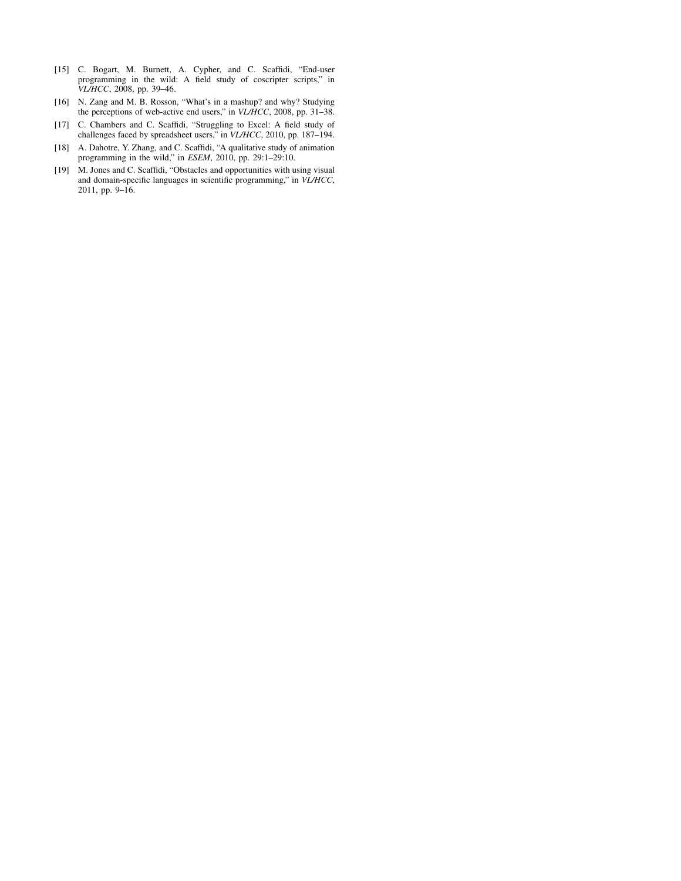[15] C. Bogart, M. Burnett, A. Cypher, and C. Scaffidi, "End-user programming in the wild: A field study of coscripter scripts," in *VL/HCC*, 2008, pp. 39–46.

[16] N. Zang and M. B. Rosson, "What's in a mashup? and why? Studying the perceptions of web-active end users," in *VL/HCC*, 2008, pp. 31–38.

[17] C. Chambers and C. Scaffidi, "Struggling to Excel: A field study of challenges faced by spreadsheet users," in *VL/HCC*, 2010, pp. 187–194.

[18] A. Dahotre, Y. Zhang, and C. Scaffidi, "A qualitative study of animation programming in the wild," in *ESEM*, 2010, pp. 29:1–29:10.

[19] M. Jones and C. Scaffidi, "Obstacles and opportunities with using visual and domain-specific languages in scientific programming," in *VL/HCC*, 2011, pp. 9–16.